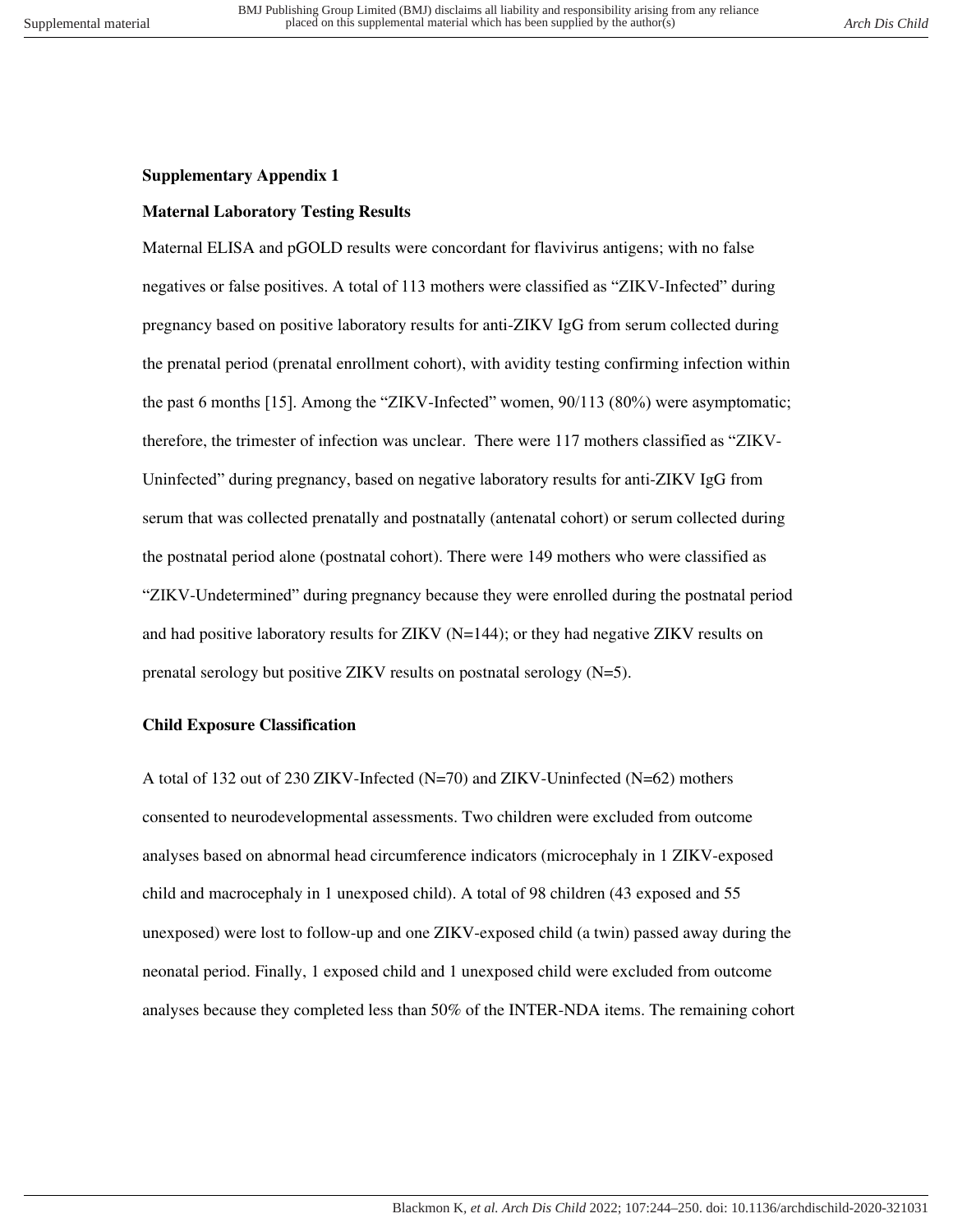**Supplementary Appendix 1**

**Maternal Laboratory Testing Results**

Maternal ELISA and pGOLD results were concordant for flavivirus antigens; with no false negatives or false positives. A total of 113 mothers were classified as "ZIKV-Infected" during pregnancy based on positive laboratory results for anti-ZIKV IgG from serum collected during the prenatal period (prenatal enrollment cohort), with avidity testing confirming infection within the past 6 months [15]. Among the "ZIKV-Infected" women, 90/113 (80%) were asymptomatic; therefore, the trimester of infection was unclear. There were 117 mothers classified as "ZIKV-Uninfected" during pregnancy, based on negative laboratory results for anti-ZIKV IgG from serum that was collected prenatally and postnatally (antenatal cohort) or serum collected during the postnatal period alone (postnatal cohort). There were 149 mothers who were classified as "ZIKV-Undetermined" during pregnancy because they were enrolled during the postnatal period and had positive laboratory results for ZIKV (N=144); or they had negative ZIKV results on prenatal serology but positive ZIKV results on postnatal serology (N=5).

**Child Exposure Classification**

A total of 132 out of 230 ZIKV-Infected (N=70) and ZIKV-Uninfected (N=62) mothers consented to neurodevelopmental assessments. Two children were excluded from outcome analyses based on abnormal head circumference indicators (microcephaly in 1 ZIKV-exposed child and macrocephaly in 1 unexposed child). A total of 98 children (43 exposed and 55 unexposed) were lost to follow-up and one ZIKV-exposed child (a twin) passed away during the neonatal period. Finally, 1 exposed child and 1 unexposed child were excluded from outcome analyses because they completed less than 50% of the INTER-NDA items. The remaining cohort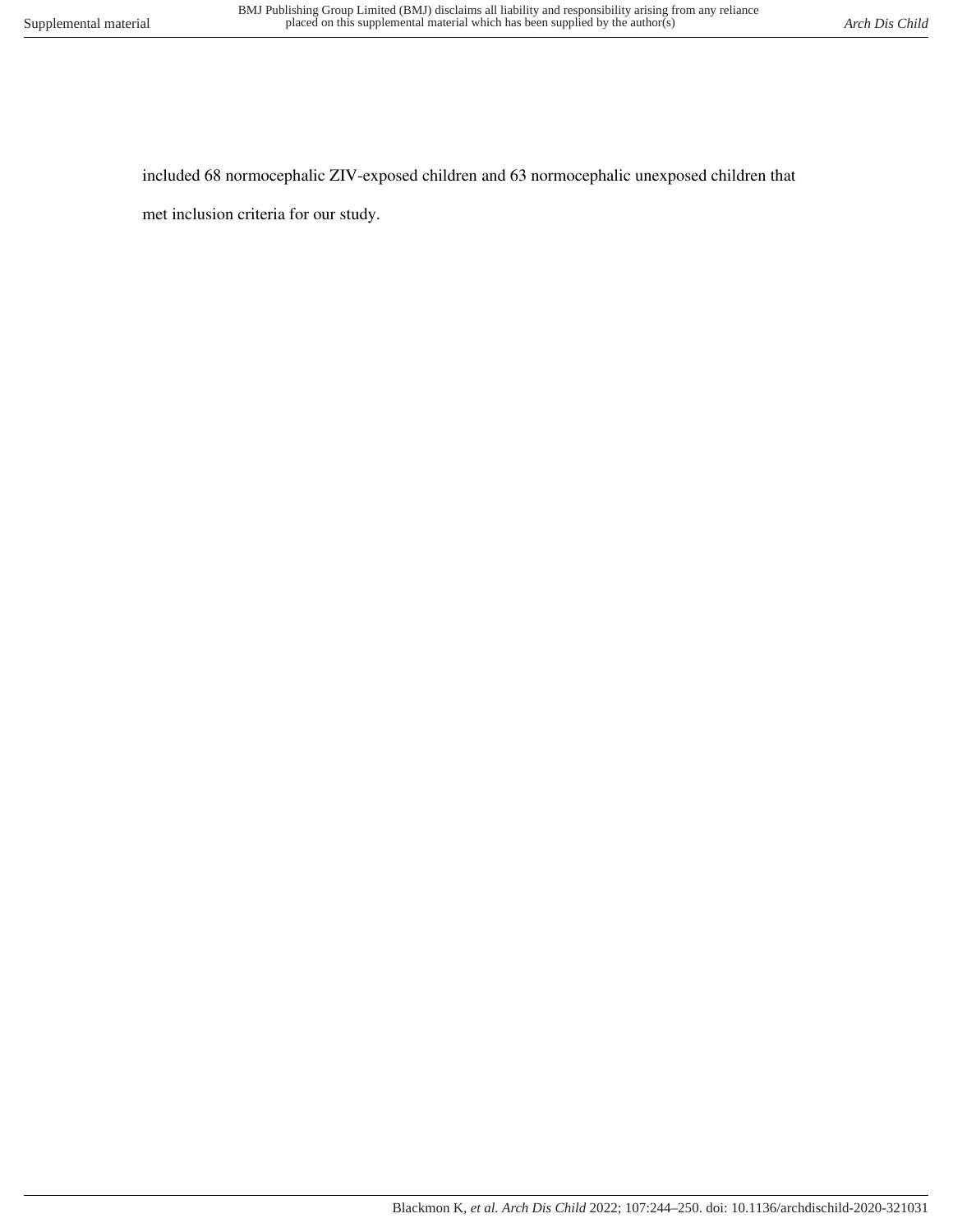included 68 normocephalic ZIV-exposed children and 63 normocephalic unexposed children that met inclusion criteria for our study.